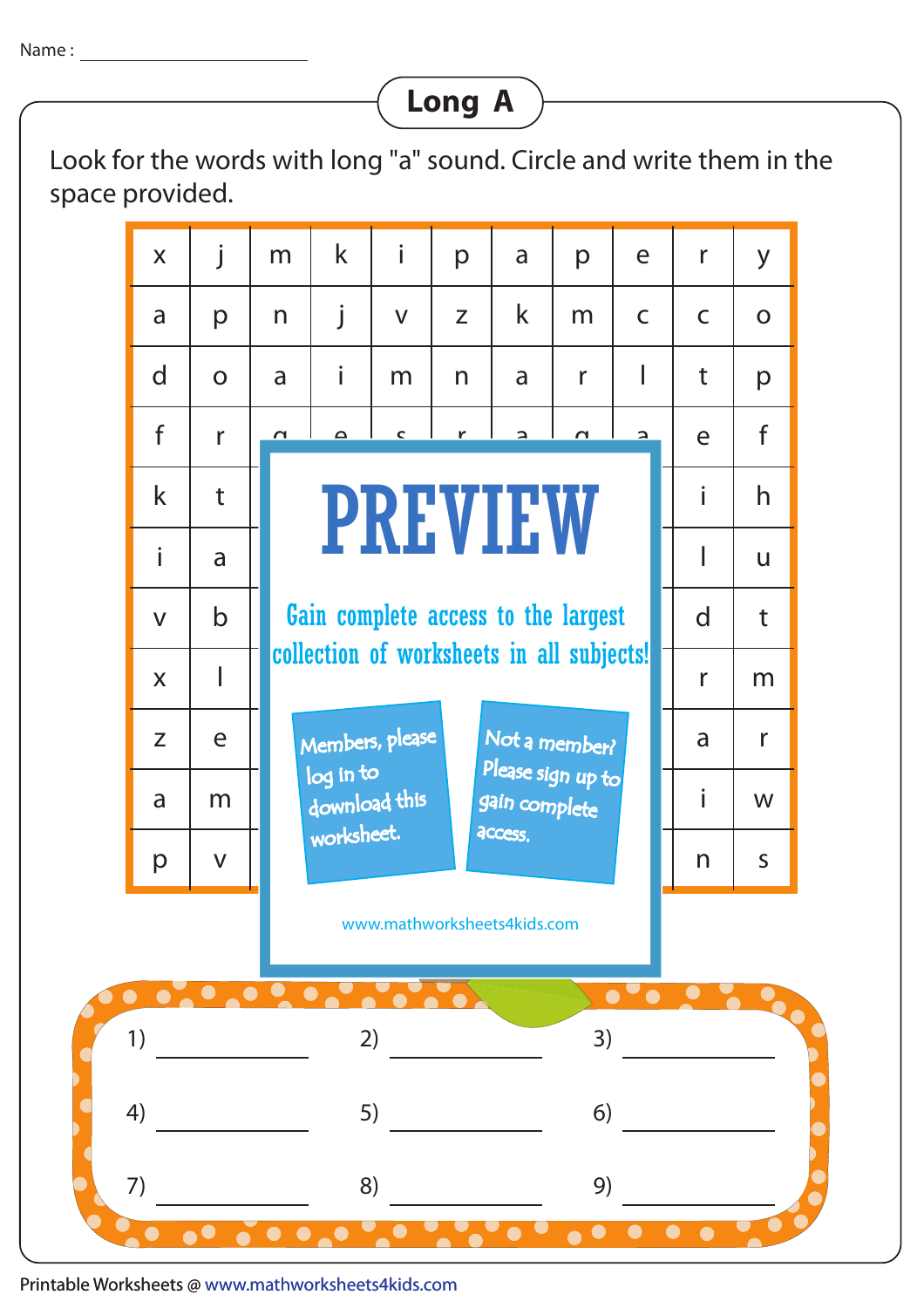Name : ____________________

# Long A

Look for the words with long "a" sound. Circle and write them in the space provided.

| x | j | m | k | i | p | a | p | e | r | y |
|---|---|---|---|---|---|---|---|---|---|---|
| a | p | n | j | v | z | k | m | c | c | o |
| d | o | a | i | m | n | a | r | l | t | p |
| f | r | g | e | s | r | a | g | a | e | f |
| k | t | | | | | | | | i | h |
| i | a | | | | | | | | l | u |
| v | b | | | | | | | | d | t |
| x | l | | | | | | | | r | m |
| z | e | | | | | | | | a | r |
| a | m | | | | | | | | i | w |
| p | v | | | | | | | | n | s |

PREVIEW

Gain complete access to the largest collection of worksheets in all subjects!

Members, please log in to download this worksheet.

Not a member? Please sign up to gain complete access.

www.mathworksheets4kids.com

1) ____________ 2) ____________ 3) ____________

4) ____________ 5) ____________ 6) ____________

7) ____________ 8) ____________ 9) ____________

Printable Worksheets @ www.mathworksheets4kids.com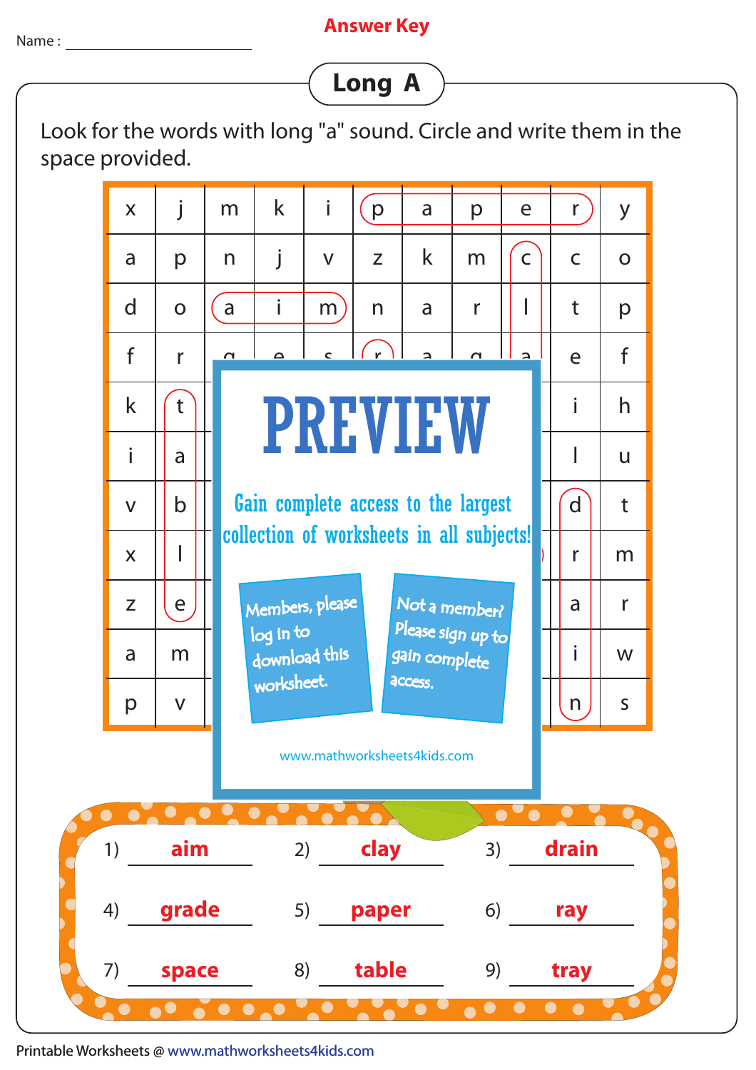Name : ________________

**Answer Key**

# Long A

Look for the words with long "a" sound. Circle and write them in the space provided.

| | | | | | | | | | | |
|---|---|---|---|---|---|---|---|---|---|---|
| x | j | m | k | i | p | a | p | e | r | y |
| a | p | n | j | v | z | k | m | c | c | o |
| d | o | a | i | m | n | a | r | l | t | p |
| f | r | g | e | s | r | a | g | a | e | f |
| k | t | | | | | | | | i | h |
| i | a | | | | | | | | l | u |
| v | b | | | | | | | | d | t |
| x | l | | | | | | | | r | m |
| z | e | | | | | | | | a | r |
| a | m | | | | | | | | i | w |
| p | v | | | | | | | | n | s |

1) **aim**
2) **clay**
3) **drain**
4) **grade**
5) **paper**
6) **ray**
7) **space**
8) **table**
9) **tray**